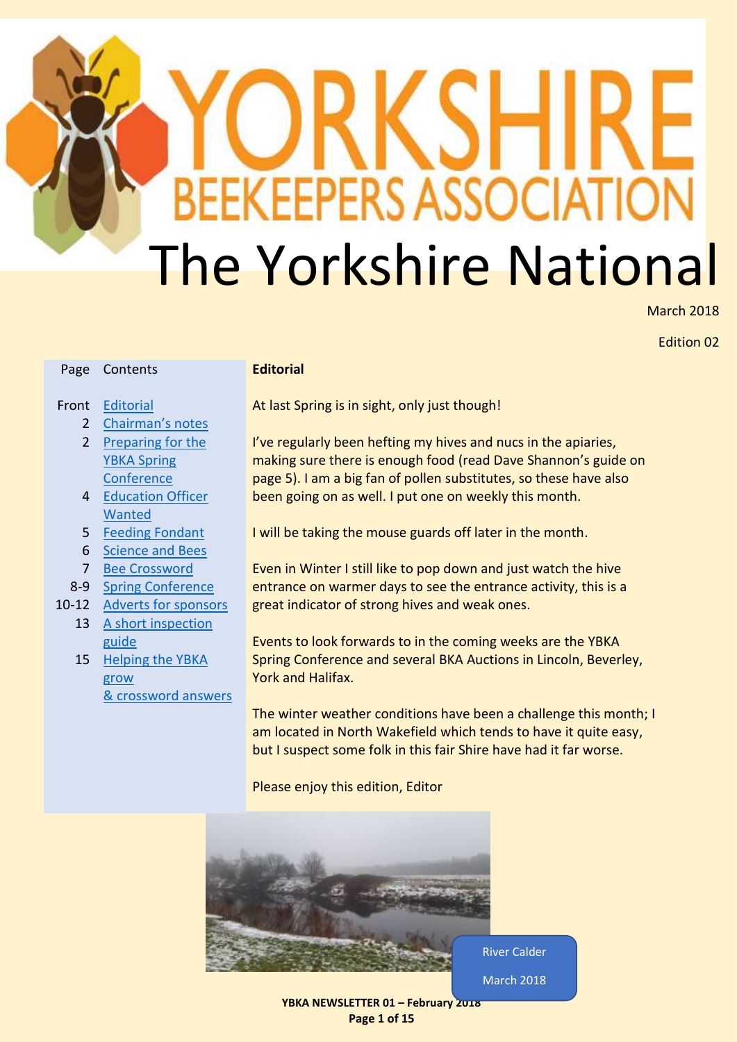# Yorkshire Beekeepers Association

# The Yorkshire National

March 2018

Edition 02

| Page | Contents |
| --- | --- |
| Front | Editorial |
| 2 | Chairman's notes |
| 2 | Preparing for the YBKA Spring Conference |
| 4 | Education Officer Wanted |
| 5 | Feeding Fondant |
| 6 | Science and Bees |
| 7 | Bee Crossword |
| 8-9 | Spring Conference |
| 10-12 | Adverts for sponsors |
| 13 | A short inspection guide |
| 15 | Helping the YBKA grow & crossword answers |

**Editorial**

At last Spring is in sight, only just though!

I've regularly been hefting my hives and nucs in the apiaries, making sure there is enough food (read Dave Shannon's guide on page 5). I am a big fan of pollen substitutes, so these have also been going on as well. I put one on weekly this month.

I will be taking the mouse guards off later in the month.

Even in Winter I still like to pop down and just watch the hive entrance on warmer days to see the entrance activity, this is a great indicator of strong hives and weak ones.

Events to look forwards to in the coming weeks are the YBKA Spring Conference and several BKA Auctions in Lincoln, Beverley, York and Halifax.

The winter weather conditions have been a challenge this month; I am located in North Wakefield which tends to have it quite easy, but I suspect some folk in this fair Shire have had it far worse.

Please enjoy this edition, Editor

River Calder

March 2018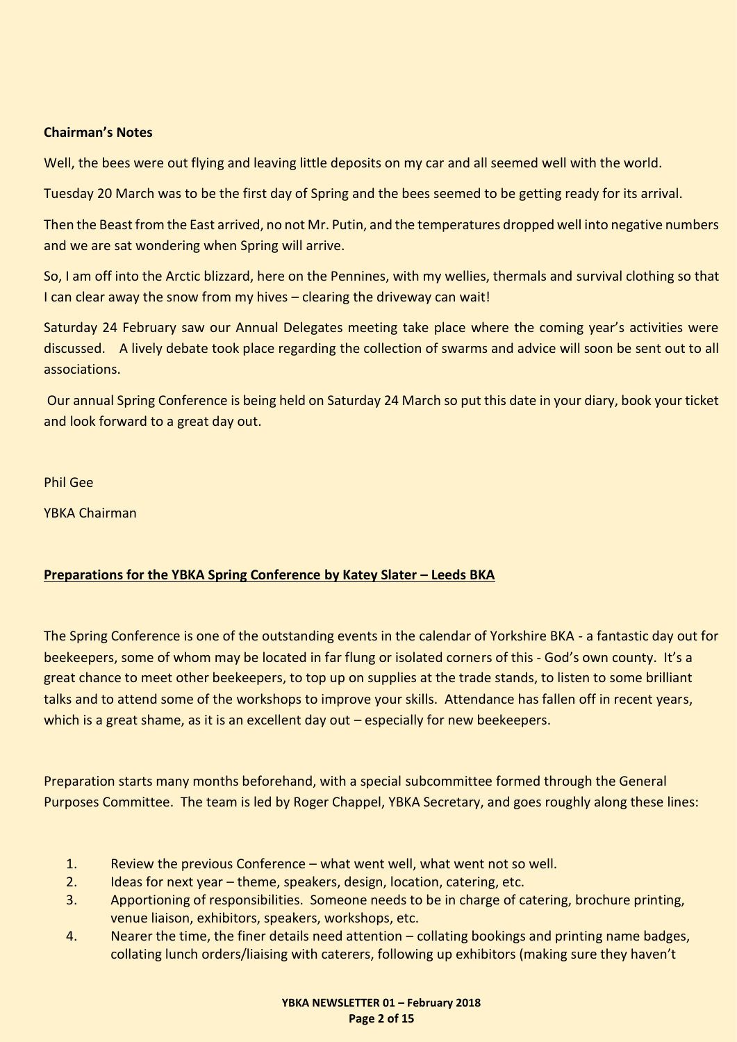**Chairman's Notes**

Well, the bees were out flying and leaving little deposits on my car and all seemed well with the world.

Tuesday 20 March was to be the first day of Spring and the bees seemed to be getting ready for its arrival.

Then the Beast from the East arrived, no not Mr. Putin, and the temperatures dropped well into negative numbers and we are sat wondering when Spring will arrive.

So, I am off into the Arctic blizzard, here on the Pennines, with my wellies, thermals and survival clothing so that I can clear away the snow from my hives – clearing the driveway can wait!

Saturday 24 February saw our Annual Delegates meeting take place where the coming year's activities were discussed. A lively debate took place regarding the collection of swarms and advice will soon be sent out to all associations.

Our annual Spring Conference is being held on Saturday 24 March so put this date in your diary, book your ticket and look forward to a great day out.

Phil Gee

YBKA Chairman

**Preparations for the YBKA Spring Conference by Katey Slater – Leeds BKA**

The Spring Conference is one of the outstanding events in the calendar of Yorkshire BKA - a fantastic day out for beekeepers, some of whom may be located in far flung or isolated corners of this - God's own county. It's a great chance to meet other beekeepers, to top up on supplies at the trade stands, to listen to some brilliant talks and to attend some of the workshops to improve your skills. Attendance has fallen off in recent years, which is a great shame, as it is an excellent day out – especially for new beekeepers.

Preparation starts many months beforehand, with a special subcommittee formed through the General Purposes Committee. The team is led by Roger Chappel, YBKA Secretary, and goes roughly along these lines:

1. Review the previous Conference – what went well, what went not so well.
2. Ideas for next year – theme, speakers, design, location, catering, etc.
3. Apportioning of responsibilities. Someone needs to be in charge of catering, brochure printing, venue liaison, exhibitors, speakers, workshops, etc.
4. Nearer the time, the finer details need attention – collating bookings and printing name badges, collating lunch orders/liaising with caterers, following up exhibitors (making sure they haven't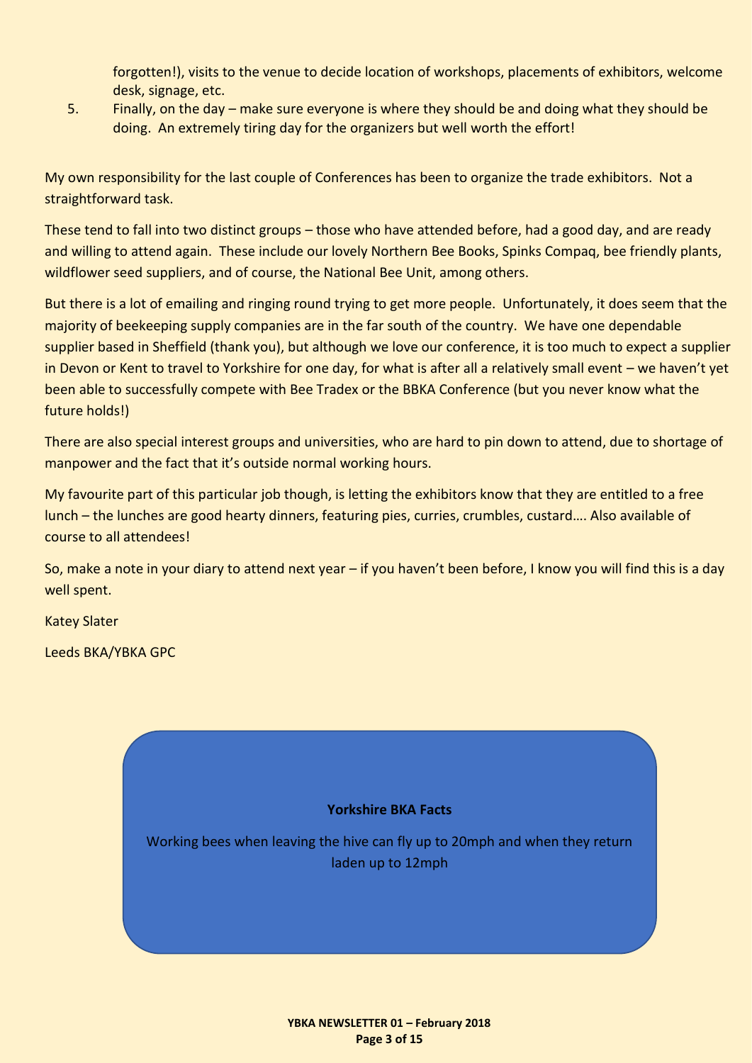forgotten!), visits to the venue to decide location of workshops, placements of exhibitors, welcome desk, signage, etc.

5. Finally, on the day – make sure everyone is where they should be and doing what they should be doing. An extremely tiring day for the organizers but well worth the effort!

My own responsibility for the last couple of Conferences has been to organize the trade exhibitors. Not a straightforward task.

These tend to fall into two distinct groups – those who have attended before, had a good day, and are ready and willing to attend again. These include our lovely Northern Bee Books, Spinks Compaq, bee friendly plants, wildflower seed suppliers, and of course, the National Bee Unit, among others.

But there is a lot of emailing and ringing round trying to get more people. Unfortunately, it does seem that the majority of beekeeping supply companies are in the far south of the country. We have one dependable supplier based in Sheffield (thank you), but although we love our conference, it is too much to expect a supplier in Devon or Kent to travel to Yorkshire for one day, for what is after all a relatively small event – we haven't yet been able to successfully compete with Bee Tradex or the BBKA Conference (but you never know what the future holds!)

There are also special interest groups and universities, who are hard to pin down to attend, due to shortage of manpower and the fact that it's outside normal working hours.

My favourite part of this particular job though, is letting the exhibitors know that they are entitled to a free lunch – the lunches are good hearty dinners, featuring pies, curries, crumbles, custard…. Also available of course to all attendees!

So, make a note in your diary to attend next year – if you haven't been before, I know you will find this is a day well spent.

Katey Slater

Leeds BKA/YBKA GPC

**Yorkshire BKA Facts**

Working bees when leaving the hive can fly up to 20mph and when they return laden up to 12mph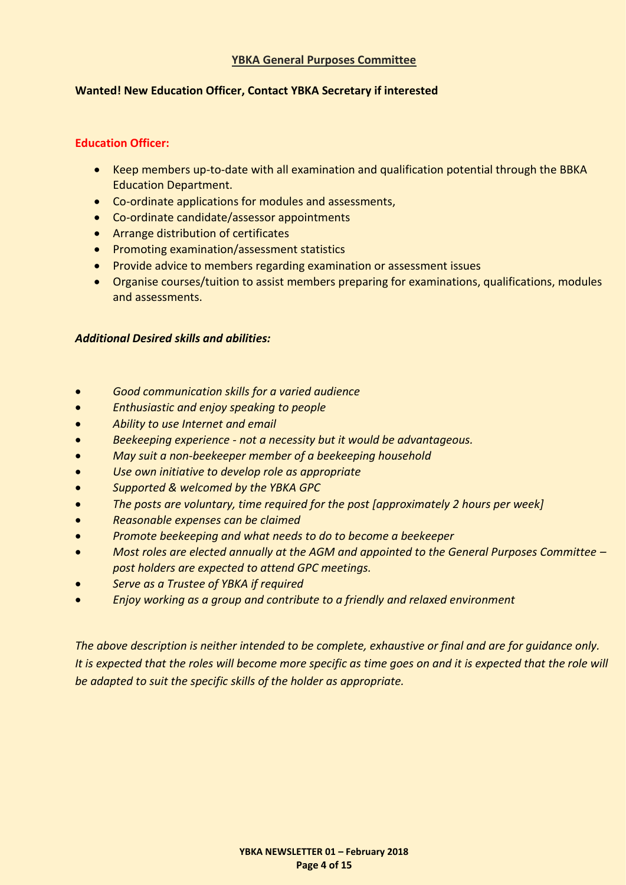## YBKA General Purposes Committee

**Wanted! New Education Officer, Contact YBKA Secretary if interested**

### Education Officer:

- Keep members up-to-date with all examination and qualification potential through the BBKA Education Department.
- Co-ordinate applications for modules and assessments,
- Co-ordinate candidate/assessor appointments
- Arrange distribution of certificates
- Promoting examination/assessment statistics
- Provide advice to members regarding examination or assessment issues
- Organise courses/tuition to assist members preparing for examinations, qualifications, modules and assessments.

***Additional Desired skills and abilities:***

- *Good communication skills for a varied audience*
- *Enthusiastic and enjoy speaking to people*
- *Ability to use Internet and email*
- *Beekeeping experience - not a necessity but it would be advantageous.*
- *May suit a non-beekeeper member of a beekeeping household*
- *Use own initiative to develop role as appropriate*
- *Supported & welcomed by the YBKA GPC*
- *The posts are voluntary, time required for the post [approximately 2 hours per week]*
- *Reasonable expenses can be claimed*
- *Promote beekeeping and what needs to do to become a beekeeper*
- *Most roles are elected annually at the AGM and appointed to the General Purposes Committee – post holders are expected to attend GPC meetings.*
- *Serve as a Trustee of YBKA if required*
- *Enjoy working as a group and contribute to a friendly and relaxed environment*

*The above description is neither intended to be complete, exhaustive or final and are for guidance only. It is expected that the roles will become more specific as time goes on and it is expected that the role will be adapted to suit the specific skills of the holder as appropriate.*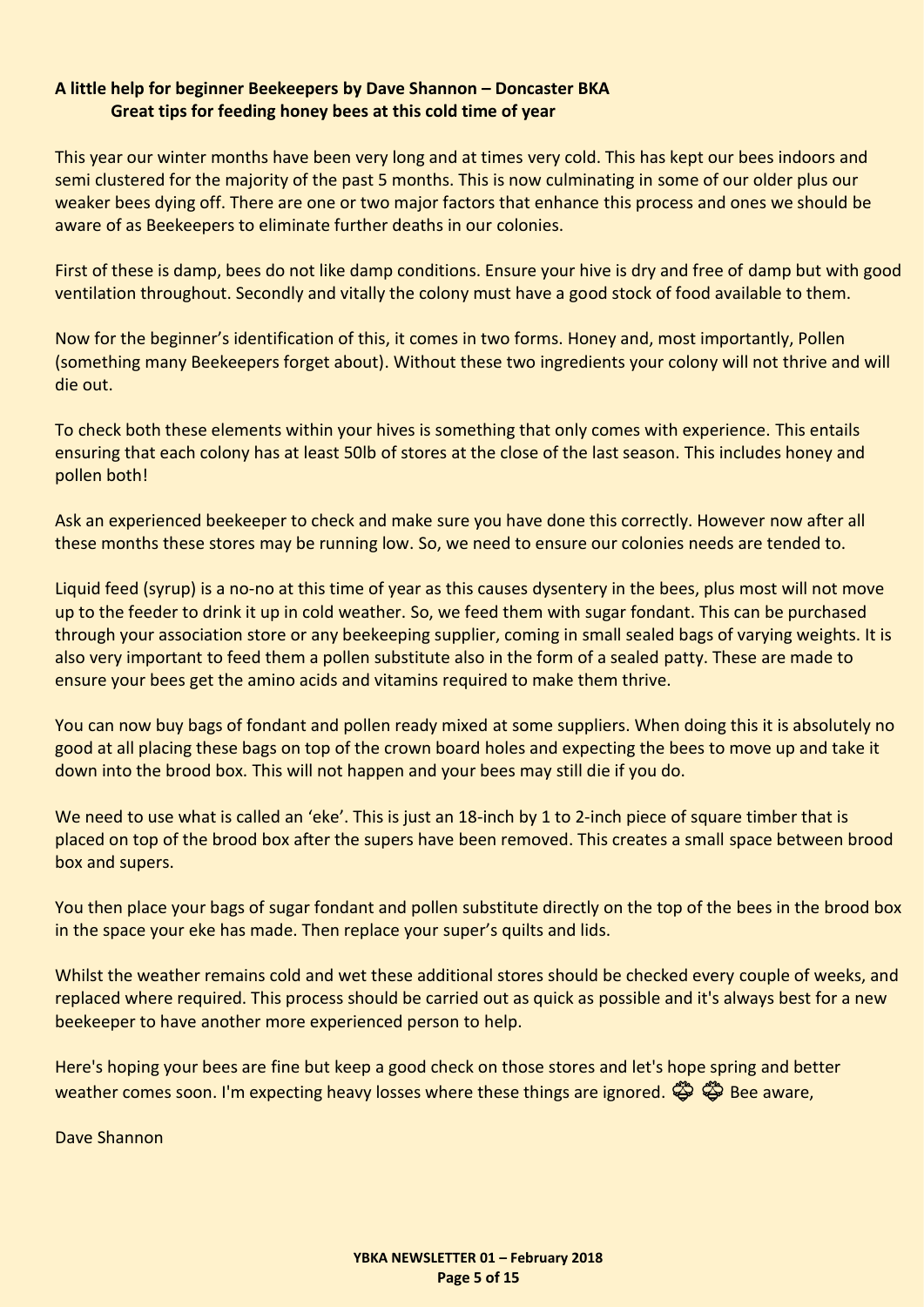**A little help for beginner Beekeepers by Dave Shannon – Doncaster BKA**
**Great tips for feeding honey bees at this cold time of year**

This year our winter months have been very long and at times very cold. This has kept our bees indoors and semi clustered for the majority of the past 5 months. This is now culminating in some of our older plus our weaker bees dying off. There are one or two major factors that enhance this process and ones we should be aware of as Beekeepers to eliminate further deaths in our colonies.

First of these is damp, bees do not like damp conditions. Ensure your hive is dry and free of damp but with good ventilation throughout. Secondly and vitally the colony must have a good stock of food available to them.

Now for the beginner's identification of this, it comes in two forms. Honey and, most importantly, Pollen (something many Beekeepers forget about). Without these two ingredients your colony will not thrive and will die out.

To check both these elements within your hives is something that only comes with experience. This entails ensuring that each colony has at least 50lb of stores at the close of the last season. This includes honey and pollen both!

Ask an experienced beekeeper to check and make sure you have done this correctly. However now after all these months these stores may be running low. So, we need to ensure our colonies needs are tended to.

Liquid feed (syrup) is a no-no at this time of year as this causes dysentery in the bees, plus most will not move up to the feeder to drink it up in cold weather. So, we feed them with sugar fondant. This can be purchased through your association store or any beekeeping supplier, coming in small sealed bags of varying weights. It is also very important to feed them a pollen substitute also in the form of a sealed patty. These are made to ensure your bees get the amino acids and vitamins required to make them thrive.

You can now buy bags of fondant and pollen ready mixed at some suppliers. When doing this it is absolutely no good at all placing these bags on top of the crown board holes and expecting the bees to move up and take it down into the brood box. This will not happen and your bees may still die if you do.

We need to use what is called an 'eke'. This is just an 18-inch by 1 to 2-inch piece of square timber that is placed on top of the brood box after the supers have been removed. This creates a small space between brood box and supers.

You then place your bags of sugar fondant and pollen substitute directly on the top of the bees in the brood box in the space your eke has made. Then replace your super's quilts and lids.

Whilst the weather remains cold and wet these additional stores should be checked every couple of weeks, and replaced where required. This process should be carried out as quick as possible and it's always best for a new beekeeper to have another more experienced person to help.

Here's hoping your bees are fine but keep a good check on those stores and let's hope spring and better weather comes soon. I'm expecting heavy losses where these things are ignored. 🐝 🐝 Bee aware,

Dave Shannon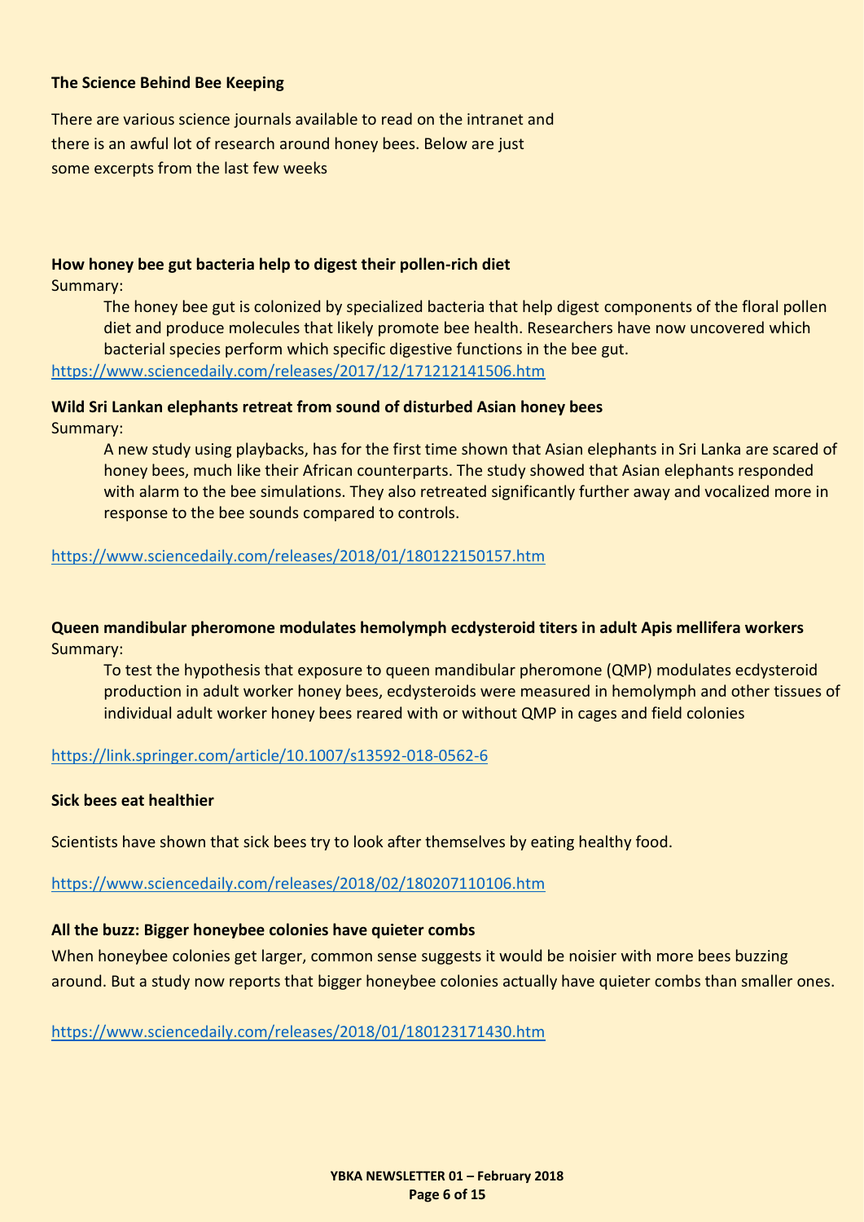**The Science Behind Bee Keeping**

There are various science journals available to read on the intranet and there is an awful lot of research around honey bees. Below are just some excerpts from the last few weeks

**How honey bee gut bacteria help to digest their pollen-rich diet**

Summary:

> The honey bee gut is colonized by specialized bacteria that help digest components of the floral pollen diet and produce molecules that likely promote bee health. Researchers have now uncovered which bacterial species perform which specific digestive functions in the bee gut.

https://www.sciencedaily.com/releases/2017/12/171212141506.htm

**Wild Sri Lankan elephants retreat from sound of disturbed Asian honey bees**

Summary:

> A new study using playbacks, has for the first time shown that Asian elephants in Sri Lanka are scared of honey bees, much like their African counterparts. The study showed that Asian elephants responded with alarm to the bee simulations. They also retreated significantly further away and vocalized more in response to the bee sounds compared to controls.

https://www.sciencedaily.com/releases/2018/01/180122150157.htm

**Queen mandibular pheromone modulates hemolymph ecdysteroid titers in adult Apis mellifera workers**

Summary:

> To test the hypothesis that exposure to queen mandibular pheromone (QMP) modulates ecdysteroid production in adult worker honey bees, ecdysteroids were measured in hemolymph and other tissues of individual adult worker honey bees reared with or without QMP in cages and field colonies

https://link.springer.com/article/10.1007/s13592-018-0562-6

**Sick bees eat healthier**

Scientists have shown that sick bees try to look after themselves by eating healthy food.

https://www.sciencedaily.com/releases/2018/02/180207110106.htm

**All the buzz: Bigger honeybee colonies have quieter combs**

When honeybee colonies get larger, common sense suggests it would be noisier with more bees buzzing around. But a study now reports that bigger honeybee colonies actually have quieter combs than smaller ones.

https://www.sciencedaily.com/releases/2018/01/180123171430.htm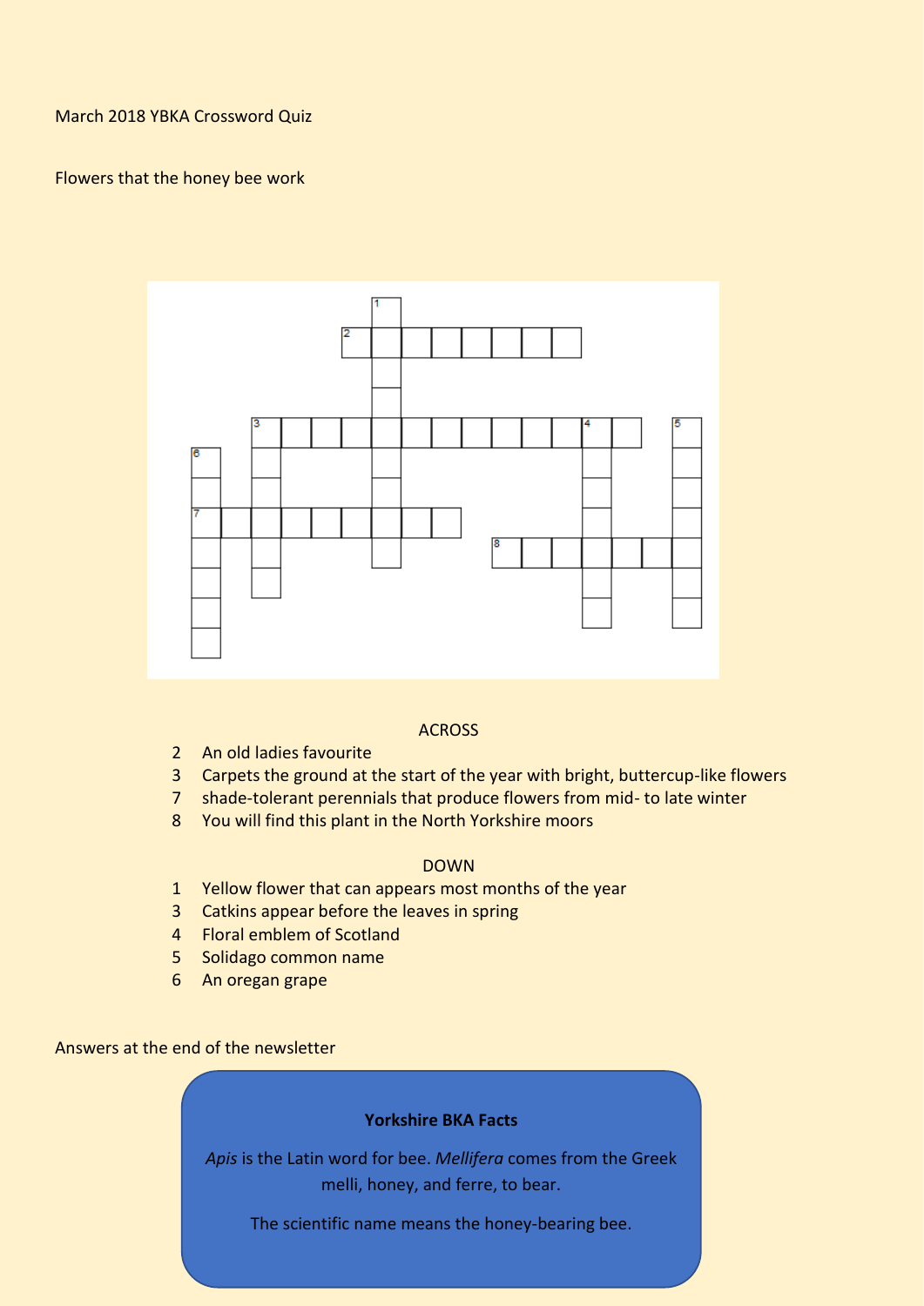March 2018 YBKA Crossword Quiz

Flowers that the honey bee work

ACROSS

2 An old ladies favourite
3 Carpets the ground at the start of the year with bright, buttercup-like flowers
7 shade-tolerant perennials that produce flowers from mid- to late winter
8 You will find this plant in the North Yorkshire moors

DOWN

1 Yellow flower that can appears most months of the year
3 Catkins appear before the leaves in spring
4 Floral emblem of Scotland
5 Solidago common name
6 An oregan grape

Answers at the end of the newsletter

**Yorkshire BKA Facts**

*Apis* is the Latin word for bee. *Mellifera* comes from the Greek melli, honey, and ferre, to bear.

The scientific name means the honey-bearing bee.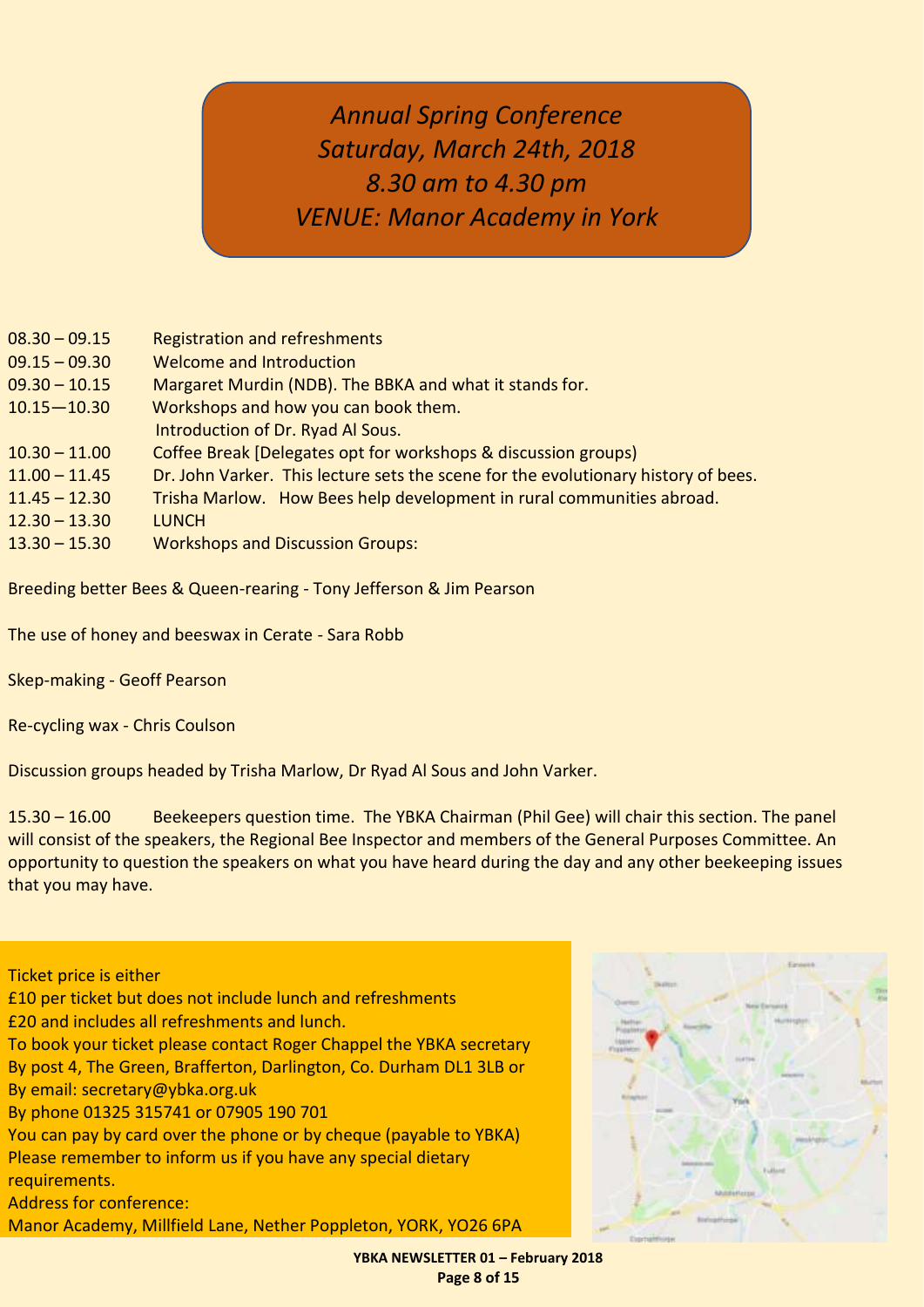# *Annual Spring Conference*
# *Saturday, March 24th, 2018*
# *8.30 am to 4.30 pm*
# *VENUE: Manor Academy in York*

| | |
|---|---|
| 08.30 – 09.15 | Registration and refreshments |
| 09.15 – 09.30 | Welcome and Introduction |
| 09.30 – 10.15 | Margaret Murdin (NDB). The BBKA and what it stands for. |
| 10.15—10.30 | Workshops and how you can book them. Introduction of Dr. Ryad Al Sous. |
| 10.30 – 11.00 | Coffee Break [Delegates opt for workshops & discussion groups) |
| 11.00 – 11.45 | Dr. John Varker. This lecture sets the scene for the evolutionary history of bees. |
| 11.45 – 12.30 | Trisha Marlow. How Bees help development in rural communities abroad. |
| 12.30 – 13.30 | LUNCH |
| 13.30 – 15.30 | Workshops and Discussion Groups: |

Breeding better Bees & Queen-rearing - Tony Jefferson & Jim Pearson

The use of honey and beeswax in Cerate - Sara Robb

Skep-making - Geoff Pearson

Re-cycling wax - Chris Coulson

Discussion groups headed by Trisha Marlow, Dr Ryad Al Sous and John Varker.

15.30 – 16.00 Beekeepers question time. The YBKA Chairman (Phil Gee) will chair this section. The panel will consist of the speakers, the Regional Bee Inspector and members of the General Purposes Committee. An opportunity to question the speakers on what you have heard during the day and any other beekeeping issues that you may have.

Ticket price is either
£10 per ticket but does not include lunch and refreshments
£20 and includes all refreshments and lunch.
To book your ticket please contact Roger Chappel the YBKA secretary
By post 4, The Green, Brafferton, Darlington, Co. Durham DL1 3LB or
By email: secretary@ybka.org.uk
By phone 01325 315741 or 07905 190 701
You can pay by card over the phone or by cheque (payable to YBKA)
Please remember to inform us if you have any special dietary requirements.
Address for conference:
Manor Academy, Millfield Lane, Nether Poppleton, YORK, YO26 6PA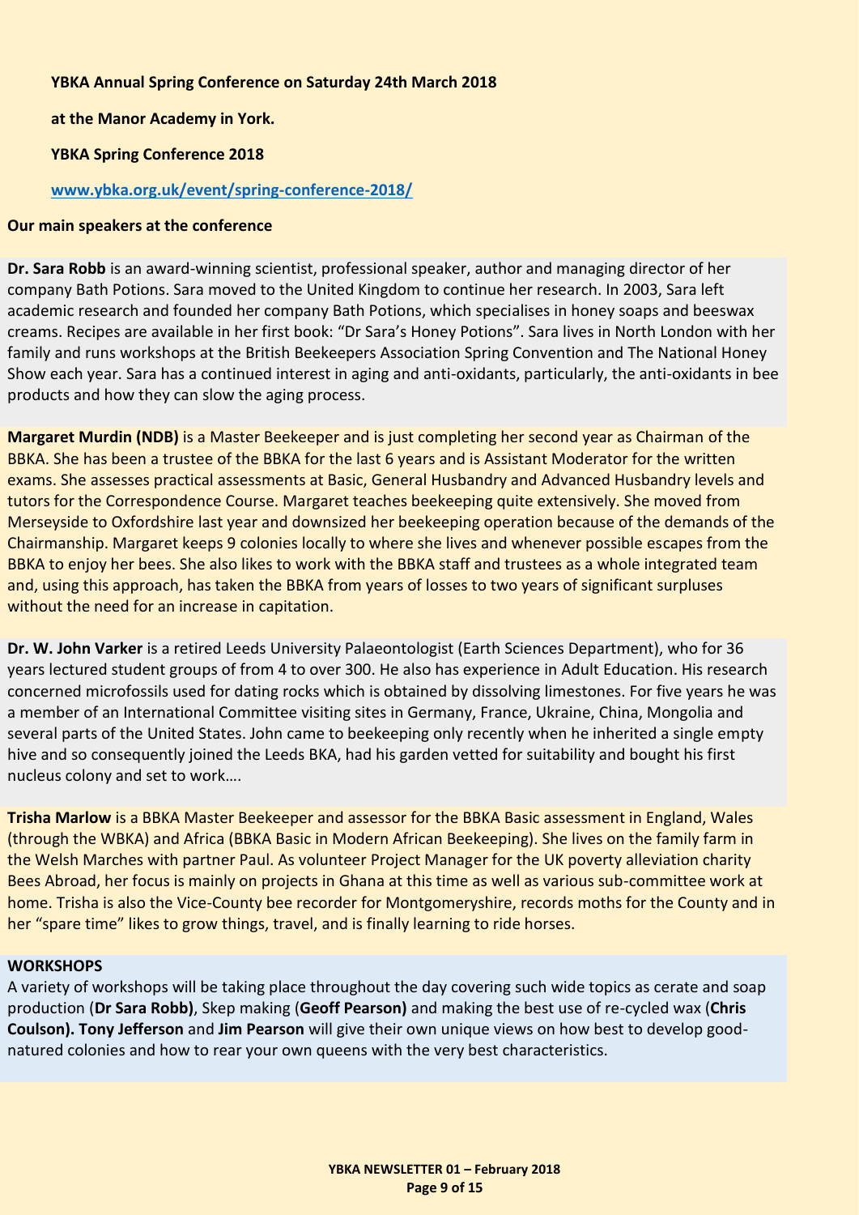**YBKA Annual Spring Conference on Saturday 24th March 2018**

**at the Manor Academy in York.**

**YBKA Spring Conference 2018**

**[www.ybka.org.uk/event/spring-conference-2018/](http://www.ybka.org.uk/event/spring-conference-2018/)**

**Our main speakers at the conference**

**Dr. Sara Robb** is an award-winning scientist, professional speaker, author and managing director of her company Bath Potions. Sara moved to the United Kingdom to continue her research. In 2003, Sara left academic research and founded her company Bath Potions, which specialises in honey soaps and beeswax creams. Recipes are available in her first book: "Dr Sara's Honey Potions". Sara lives in North London with her family and runs workshops at the British Beekeepers Association Spring Convention and The National Honey Show each year. Sara has a continued interest in aging and anti-oxidants, particularly, the anti-oxidants in bee products and how they can slow the aging process.

**Margaret Murdin (NDB)** is a Master Beekeeper and is just completing her second year as Chairman of the BBKA. She has been a trustee of the BBKA for the last 6 years and is Assistant Moderator for the written exams. She assesses practical assessments at Basic, General Husbandry and Advanced Husbandry levels and tutors for the Correspondence Course. Margaret teaches beekeeping quite extensively. She moved from Merseyside to Oxfordshire last year and downsized her beekeeping operation because of the demands of the Chairmanship. Margaret keeps 9 colonies locally to where she lives and whenever possible escapes from the BBKA to enjoy her bees. She also likes to work with the BBKA staff and trustees as a whole integrated team and, using this approach, has taken the BBKA from years of losses to two years of significant surpluses without the need for an increase in capitation.

**Dr. W. John Varker** is a retired Leeds University Palaeontologist (Earth Sciences Department), who for 36 years lectured student groups of from 4 to over 300. He also has experience in Adult Education. His research concerned microfossils used for dating rocks which is obtained by dissolving limestones. For five years he was a member of an International Committee visiting sites in Germany, France, Ukraine, China, Mongolia and several parts of the United States. John came to beekeeping only recently when he inherited a single empty hive and so consequently joined the Leeds BKA, had his garden vetted for suitability and bought his first nucleus colony and set to work….

**Trisha Marlow** is a BBKA Master Beekeeper and assessor for the BBKA Basic assessment in England, Wales (through the WBKA) and Africa (BBKA Basic in Modern African Beekeeping). She lives on the family farm in the Welsh Marches with partner Paul. As volunteer Project Manager for the UK poverty alleviation charity Bees Abroad, her focus is mainly on projects in Ghana at this time as well as various sub-committee work at home. Trisha is also the Vice-County bee recorder for Montgomeryshire, records moths for the County and in her "spare time" likes to grow things, travel, and is finally learning to ride horses.

**WORKSHOPS**

A variety of workshops will be taking place throughout the day covering such wide topics as cerate and soap production (**Dr Sara Robb)**, Skep making (**Geoff Pearson)** and making the best use of re-cycled wax (**Chris Coulson). Tony Jefferson** and **Jim Pearson** will give their own unique views on how best to develop good-natured colonies and how to rear your own queens with the very best characteristics.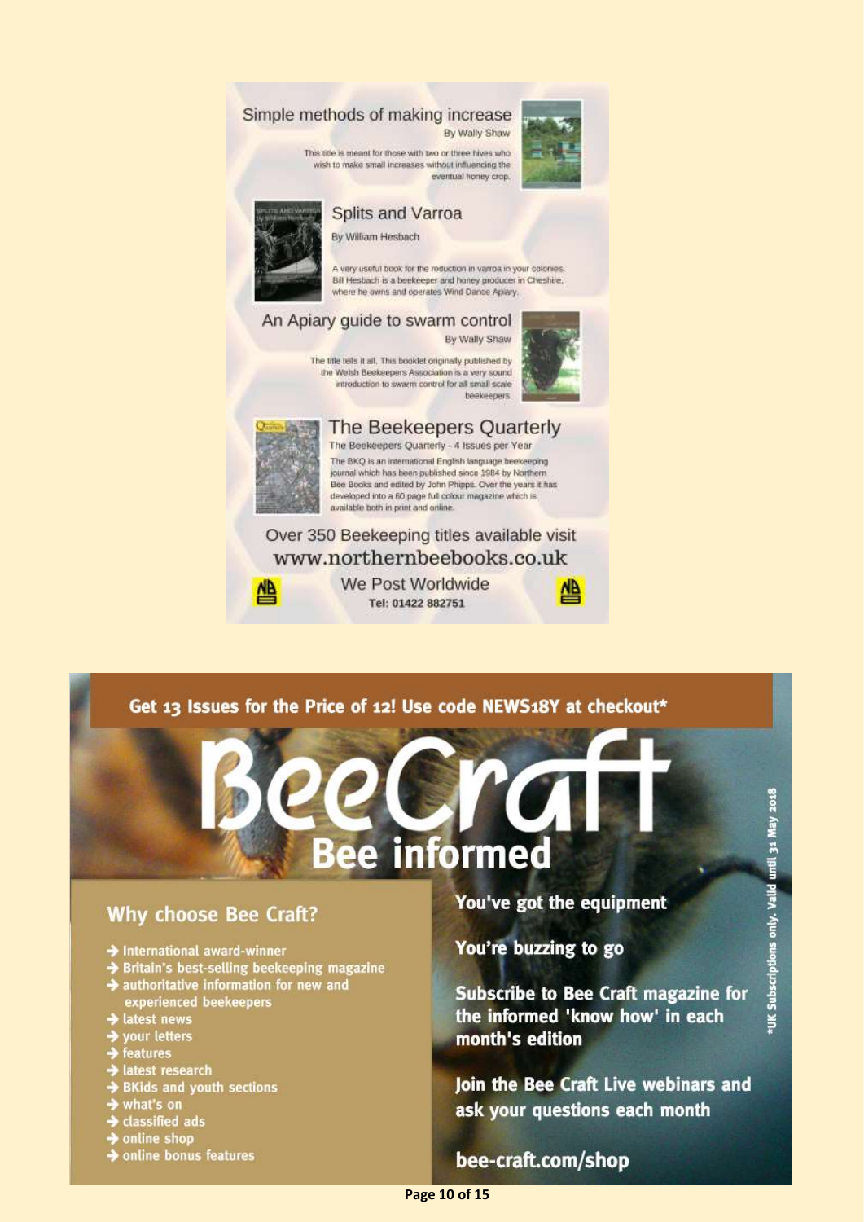## Simple methods of making increase

By Wally Shaw

This title is meant for those with two or three hives who wish to make small increases without influencing the eventual honey crop.

## Splits and Varroa

By William Hesbach

A very useful book for the reduction in varroa in your colonies. Bill Hesbach is a beekeeper and honey producer in Cheshire, where he owns and operates Wind Dance Apiary.

## An Apiary guide to swarm control

By Wally Shaw

The title tells it all. This booklet originally published by the Welsh Beekeepers Association is a very sound introduction to swarm control for all small scale beekeepers.

## The Beekeepers Quarterly

The Beekeepers Quarterly - 4 Issues per Year

The BKQ is an international English language beekeeping journal which has been published since 1984 by Northern Bee Books and edited by John Phipps. Over the years it has developed into a 60 page full colour magazine which is available both in print and online.

Over 350 Beekeeping titles available visit
**www.northernbeebooks.co.uk**

We Post Worldwide
Tel: 01422 882751

---

**Get 13 Issues for the Price of 12! Use code NEWS18Y at checkout***

# BeeCraft
## Bee informed

### Why choose Bee Craft?

- International award-winner
- Britain's best-selling beekeeping magazine
- authoritative information for new and experienced beekeepers
- latest news
- your letters
- features
- latest research
- BKids and youth sections
- what's on
- classified ads
- online shop
- online bonus features

**You've got the equipment**

**You're buzzing to go**

**Subscribe to Bee Craft magazine for the informed 'know how' in each month's edition**

**Join the Bee Craft Live webinars and ask your questions each month**

**bee-craft.com/shop**

*UK Subscriptions only. Valid until 31 May 2018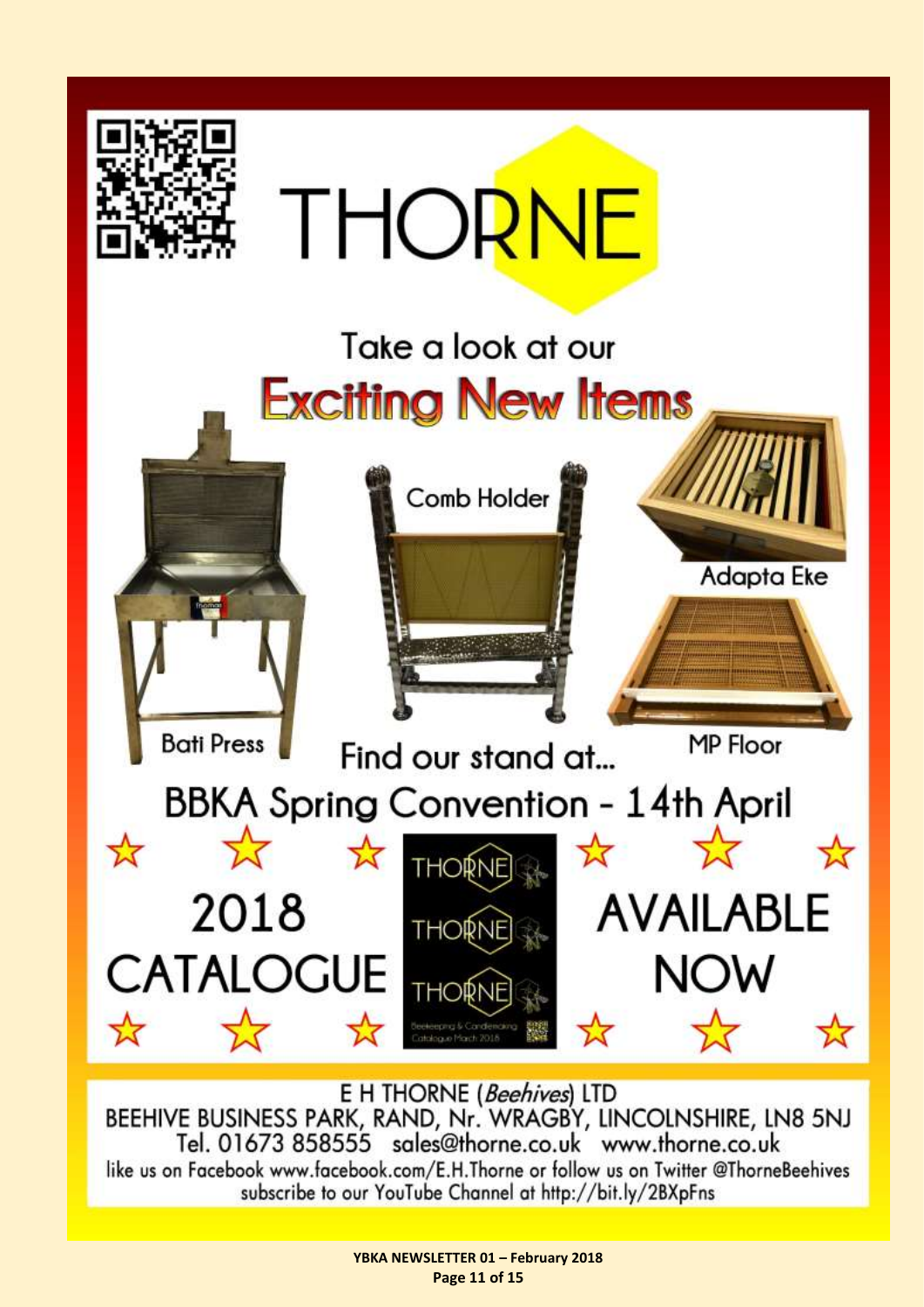# THORNE

## Take a look at our Exciting New Items

Comb Holder

Adapta Eke

Bati Press

MP Floor

Find our stand at...

## BBKA Spring Convention - 14th April

## 2018 CATALOGUE AVAILABLE NOW

E H THORNE (*Beehives*) LTD
BEEHIVE BUSINESS PARK, RAND, Nr. WRAGBY, LINCOLNSHIRE, LN8 5NJ
Tel. 01673 858555 sales@thorne.co.uk www.thorne.co.uk
like us on Facebook www.facebook.com/E.H.Thorne or follow us on Twitter @ThorneBeehives
subscribe to our YouTube Channel at http://bit.ly/2BXpFns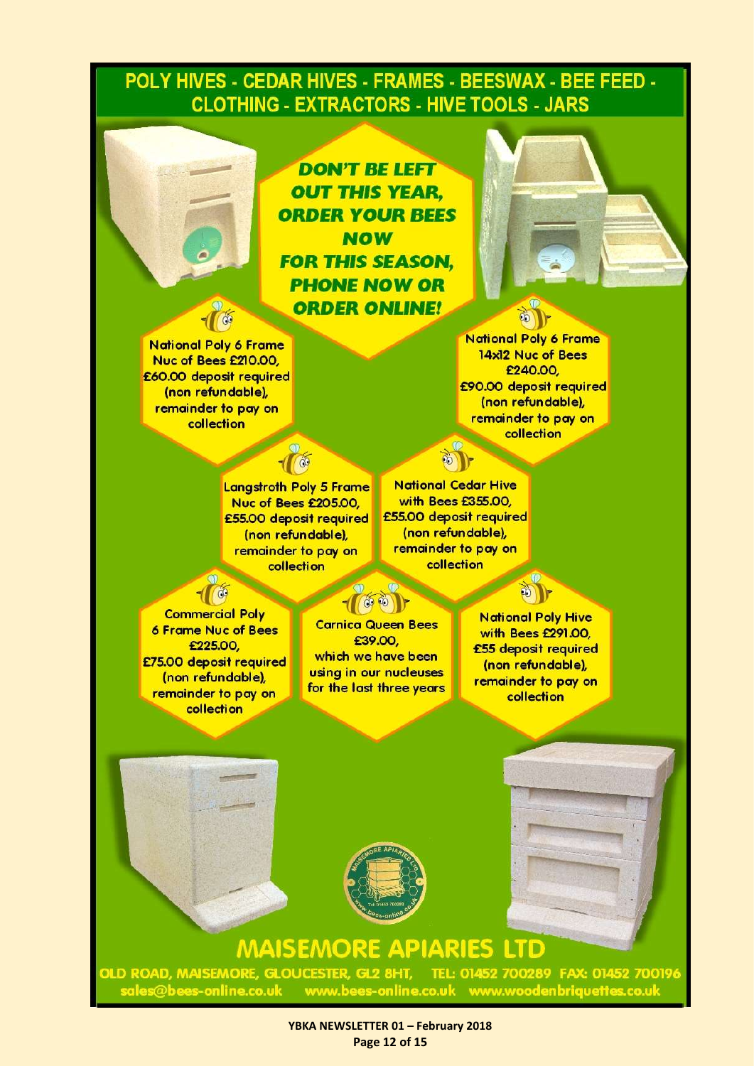## POLY HIVES - CEDAR HIVES - FRAMES - BEESWAX - BEE FEED - CLOTHING - EXTRACTORS - HIVE TOOLS - JARS

***DON'T BE LEFT OUT THIS YEAR, ORDER YOUR BEES NOW FOR THIS SEASON, PHONE NOW OR ORDER ONLINE!***

National Poly 6 Frame Nuc of Bees £210.00, £60.00 deposit required (non refundable), remainder to pay on collection

National Poly 6 Frame 14x12 Nuc of Bees £240.00, £90.00 deposit required (non refundable), remainder to pay on collection

Langstroth Poly 5 Frame Nuc of Bees £205.00, £55.00 deposit required (non refundable), remainder to pay on collection

National Cedar Hive with Bees £355.00, £55.00 deposit required (non refundable), remainder to pay on collection

Commercial Poly 6 Frame Nuc of Bees £225.00, £75.00 deposit required (non refundable), remainder to pay on collection

Carnica Queen Bees £39.00, which we have been using in our nucleuses for the last three years

National Poly Hive with Bees £291.00, £55 deposit required (non refundable), remainder to pay on collection

# MAISEMORE APIARIES LTD

OLD ROAD, MAISEMORE, GLOUCESTER, GL2 8HT, TEL: 01452 700289 FAX: 01452 700196
sales@bees-online.co.uk www.bees-online.co.uk www.woodenbriquettes.co.uk

YBKA NEWSLETTER 01 – February 2018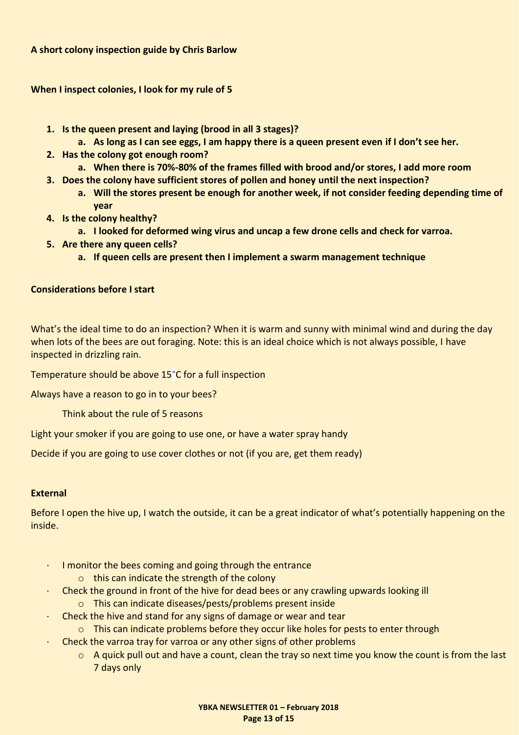**A short colony inspection guide by Chris Barlow**

**When I inspect colonies, I look for my rule of 5**

1. **Is the queen present and laying (brood in all 3 stages)?**
    a. **As long as I can see eggs, I am happy there is a queen present even if I don't see her.**
2. **Has the colony got enough room?**
    a. **When there is 70%-80% of the frames filled with brood and/or stores, I add more room**
3. **Does the colony have sufficient stores of pollen and honey until the next inspection?**
    a. **Will the stores present be enough for another week, if not consider feeding depending time of year**
4. **Is the colony healthy?**
    a. **I looked for deformed wing virus and uncap a few drone cells and check for varroa.**
5. **Are there any queen cells?**
    a. **If queen cells are present then I implement a swarm management technique**

**Considerations before I start**

What's the ideal time to do an inspection? When it is warm and sunny with minimal wind and during the day when lots of the bees are out foraging. Note: this is an ideal choice which is not always possible, I have inspected in drizzling rain.

Temperature should be above 15°C for a full inspection

Always have a reason to go in to your bees?

Think about the rule of 5 reasons

Light your smoker if you are going to use one, or have a water spray handy

Decide if you are going to use cover clothes or not (if you are, get them ready)

**External**

Before I open the hive up, I watch the outside, it can be a great indicator of what's potentially happening on the inside.

- I monitor the bees coming and going through the entrance
    - this can indicate the strength of the colony
- Check the ground in front of the hive for dead bees or any crawling upwards looking ill
    - This can indicate diseases/pests/problems present inside
- Check the hive and stand for any signs of damage or wear and tear
    - This can indicate problems before they occur like holes for pests to enter through
- Check the varroa tray for varroa or any other signs of other problems
    - A quick pull out and have a count, clean the tray so next time you know the count is from the last 7 days only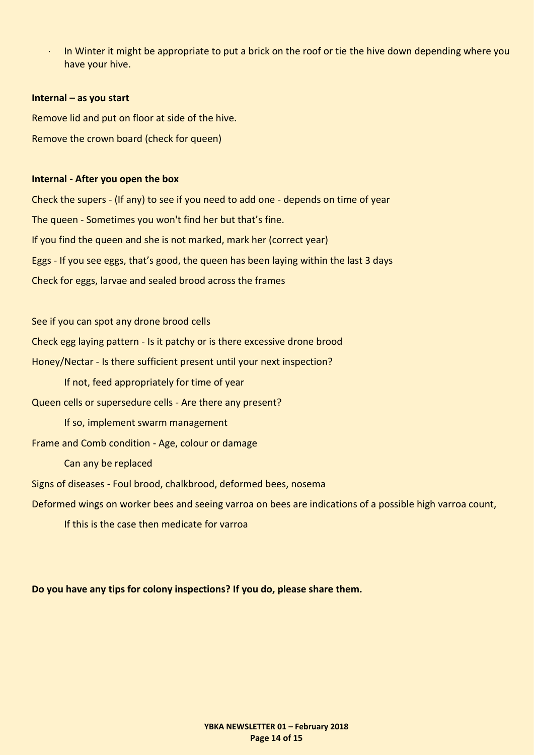- In Winter it might be appropriate to put a brick on the roof or tie the hive down depending where you have your hive.

**Internal – as you start**

Remove lid and put on floor at side of the hive.

Remove the crown board (check for queen)

**Internal - After you open the box**

Check the supers - (If any) to see if you need to add one - depends on time of year

The queen - Sometimes you won't find her but that's fine.

If you find the queen and she is not marked, mark her (correct year)

Eggs - If you see eggs, that's good, the queen has been laying within the last 3 days

Check for eggs, larvae and sealed brood across the frames

See if you can spot any drone brood cells

Check egg laying pattern - Is it patchy or is there excessive drone brood

Honey/Nectar - Is there sufficient present until your next inspection?

    If not, feed appropriately for time of year

Queen cells or supersedure cells - Are there any present?

    If so, implement swarm management

Frame and Comb condition - Age, colour or damage

    Can any be replaced

Signs of diseases - Foul brood, chalkbrood, deformed bees, nosema

Deformed wings on worker bees and seeing varroa on bees are indications of a possible high varroa count,

    If this is the case then medicate for varroa

**Do you have any tips for colony inspections? If you do, please share them.**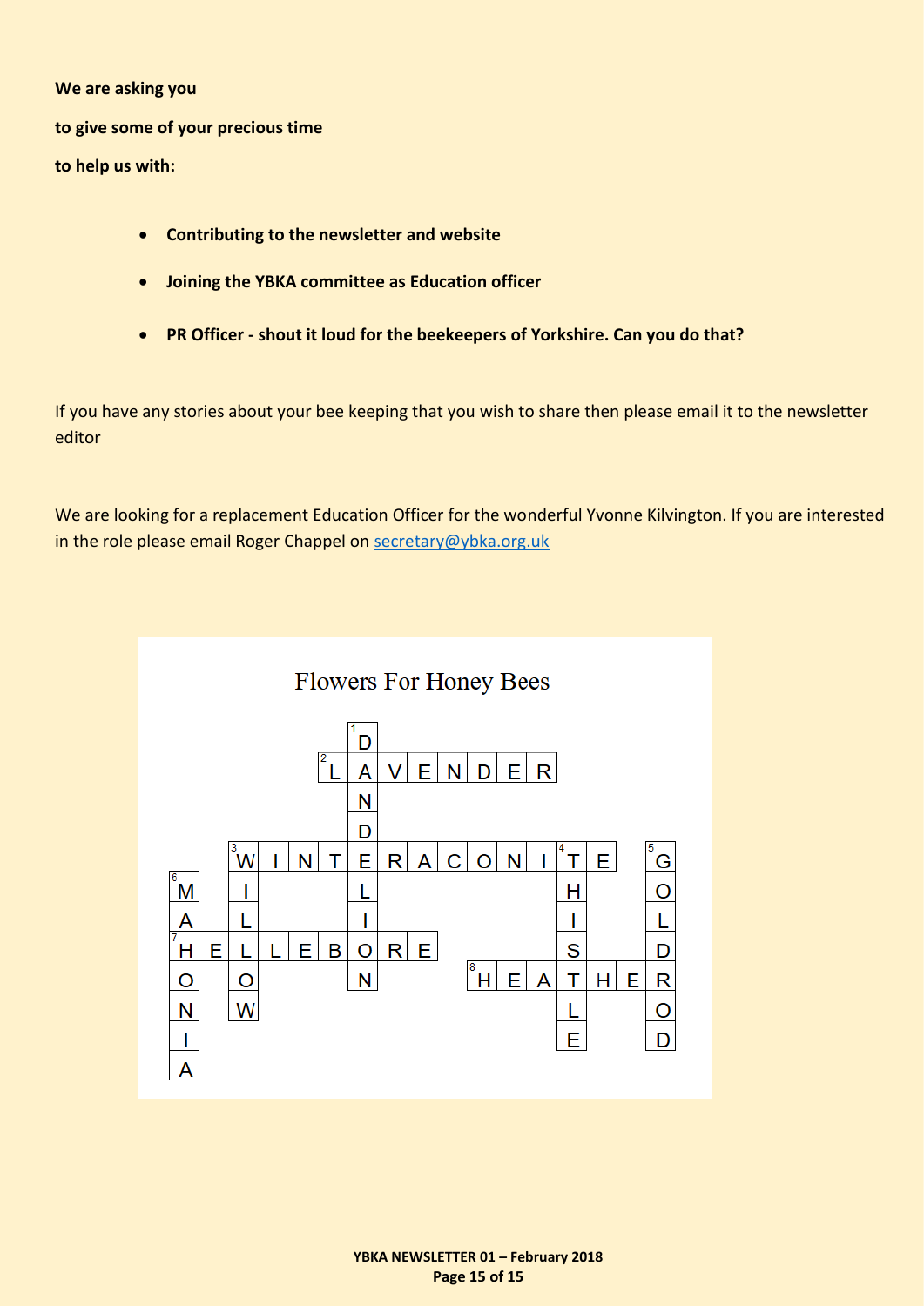**We are asking you**

**to give some of your precious time**

**to help us with:**

- **Contributing to the newsletter and website**
- **Joining the YBKA committee as Education officer**
- **PR Officer - shout it loud for the beekeepers of Yorkshire. Can you do that?**

If you have any stories about your bee keeping that you wish to share then please email it to the newsletter editor

We are looking for a replacement Education Officer for the wonderful Yvonne Kilvington. If you are interested in the role please email Roger Chappel on secretary@ybka.org.uk

Flowers For Honey Bees

1 DANDELION
2 LAVENDER
3 WINTERACONITE
3 WILLOW
4 THISTLE
5 GOLDENROD
6 MAHONIA
7 HELLEBORE
8 HEATHER